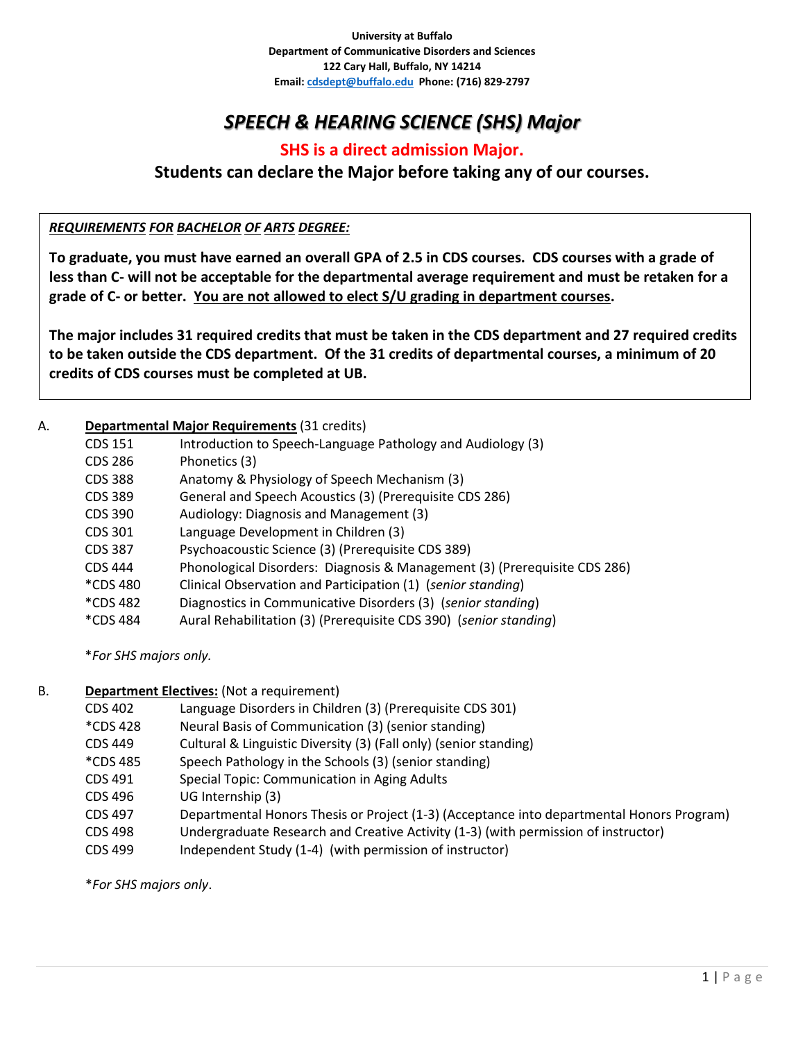**University at Buffalo**
**Department of Communicative Disorders and Sciences**
**122 Cary Hall, Buffalo, NY 14214**
**Email: cdsdept@buffalo.edu Phone: (716) 829-2797**

# *SPEECH & HEARING SCIENCE (SHS) Major*

## SHS is a direct admission Major.

### Students can declare the Major before taking any of our courses.

***REQUIREMENTS FOR BACHELOR OF ARTS DEGREE:***

**To graduate, you must have earned an overall GPA of 2.5 in CDS courses. CDS courses with a grade of less than C- will not be acceptable for the departmental average requirement and must be retaken for a grade of C- or better. You are not allowed to elect S/U grading in department courses.**

**The major includes 31 required credits that must be taken in the CDS department and 27 required credits to be taken outside the CDS department. Of the 31 credits of departmental courses, a minimum of 20 credits of CDS courses must be completed at UB.**

A. **Departmental Major Requirements** (31 credits)

| | |
|---|---|
| CDS 151 | Introduction to Speech-Language Pathology and Audiology (3) |
| CDS 286 | Phonetics (3) |
| CDS 388 | Anatomy & Physiology of Speech Mechanism (3) |
| CDS 389 | General and Speech Acoustics (3) (Prerequisite CDS 286) |
| CDS 390 | Audiology: Diagnosis and Management (3) |
| CDS 301 | Language Development in Children (3) |
| CDS 387 | Psychoacoustic Science (3) (Prerequisite CDS 389) |
| CDS 444 | Phonological Disorders: Diagnosis & Management (3) (Prerequisite CDS 286) |
| *CDS 480 | Clinical Observation and Participation (1) (*senior standing*) |
| *CDS 482 | Diagnostics in Communicative Disorders (3) (*senior standing*) |
| *CDS 484 | Aural Rehabilitation (3) (Prerequisite CDS 390) (*senior standing*) |

\**For SHS majors only.*

B. **Department Electives:** (Not a requirement)

| | |
|---|---|
| CDS 402 | Language Disorders in Children (3) (Prerequisite CDS 301) |
| *CDS 428 | Neural Basis of Communication (3) (senior standing) |
| CDS 449 | Cultural & Linguistic Diversity (3) (Fall only) (senior standing) |
| *CDS 485 | Speech Pathology in the Schools (3) (senior standing) |
| CDS 491 | Special Topic: Communication in Aging Adults |
| CDS 496 | UG Internship (3) |
| CDS 497 | Departmental Honors Thesis or Project (1-3) (Acceptance into departmental Honors Program) |
| CDS 498 | Undergraduate Research and Creative Activity (1-3) (with permission of instructor) |
| CDS 499 | Independent Study (1-4) (with permission of instructor) |

\**For SHS majors only*.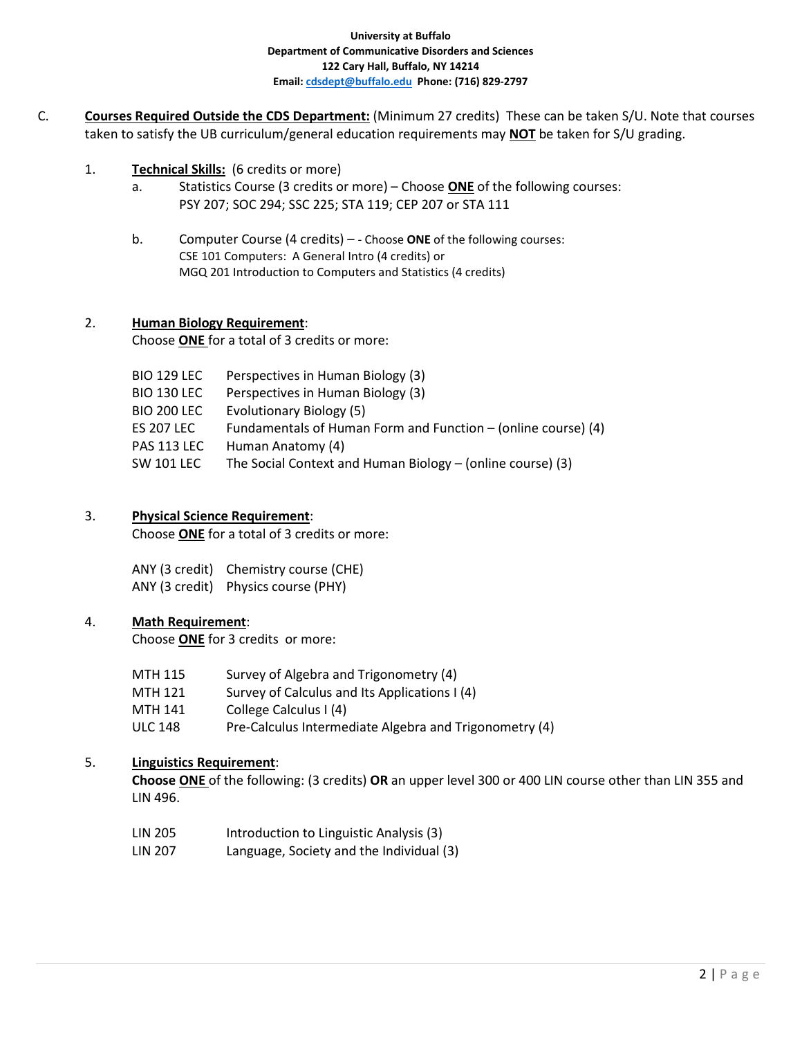**University at Buffalo**
**Department of Communicative Disorders and Sciences**
**122 Cary Hall, Buffalo, NY 14214**
**Email: cdsdept@buffalo.edu Phone: (716) 829-2797**

C. **Courses Required Outside the CDS Department:** (Minimum 27 credits) These can be taken S/U. Note that courses taken to satisfy the UB curriculum/general education requirements may **NOT** be taken for S/U grading.

1. **Technical Skills:** (6 credits or more)
   a. Statistics Course (3 credits or more) – Choose **ONE** of the following courses: PSY 207; SOC 294; SSC 225; STA 119; CEP 207 or STA 111

   b. Computer Course (4 credits) – - Choose **ONE** of the following courses:
   CSE 101 Computers: A General Intro (4 credits) or
   MGQ 201 Introduction to Computers and Statistics (4 credits)

2. **Human Biology Requirement**:
   Choose **ONE** for a total of 3 credits or more:

| | |
|---|---|
| BIO 129 LEC | Perspectives in Human Biology (3) |
| BIO 130 LEC | Perspectives in Human Biology (3) |
| BIO 200 LEC | Evolutionary Biology (5) |
| ES 207 LEC | Fundamentals of Human Form and Function – (online course) (4) |
| PAS 113 LEC | Human Anatomy (4) |
| SW 101 LEC | The Social Context and Human Biology – (online course) (3) |

3. **Physical Science Requirement**:
   Choose **ONE** for a total of 3 credits or more:

| | |
|---|---|
| ANY (3 credit) | Chemistry course (CHE) |
| ANY (3 credit) | Physics course (PHY) |

4. **Math Requirement**:
   Choose **ONE** for 3 credits or more:

| | |
|---|---|
| MTH 115 | Survey of Algebra and Trigonometry (4) |
| MTH 121 | Survey of Calculus and Its Applications I (4) |
| MTH 141 | College Calculus I (4) |
| ULC 148 | Pre-Calculus Intermediate Algebra and Trigonometry (4) |

5. **Linguistics Requirement**:
   **Choose ONE** of the following: (3 credits) **OR** an upper level 300 or 400 LIN course other than LIN 355 and LIN 496.

| | |
|---|---|
| LIN 205 | Introduction to Linguistic Analysis (3) |
| LIN 207 | Language, Society and the Individual (3) |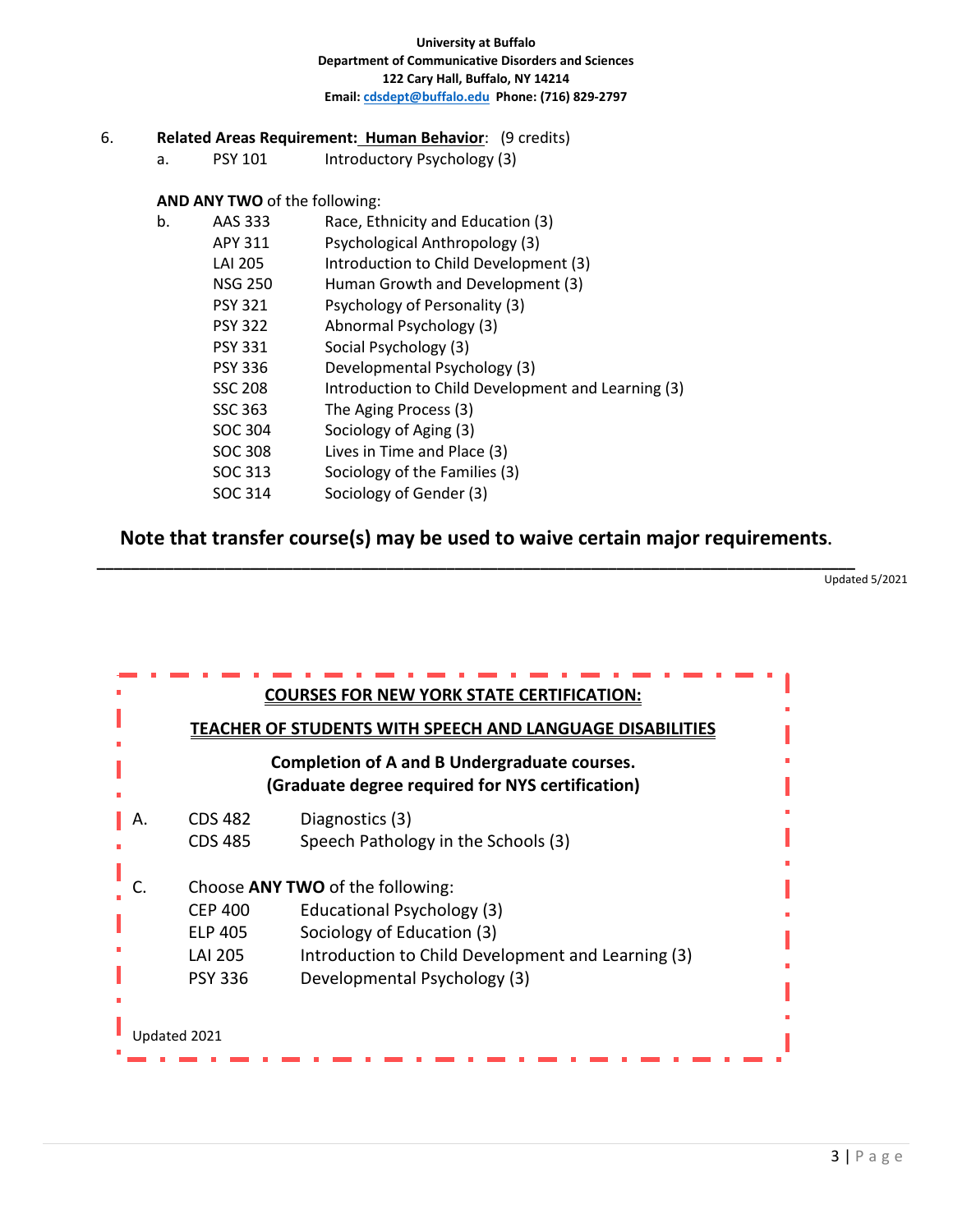University at Buffalo
Department of Communicative Disorders and Sciences
122 Cary Hall, Buffalo, NY 14214
Email: cdsdept@buffalo.edu Phone: (716) 829-2797

6. **Related Areas Requirement: Human Behavior**: (9 credits)

a. PSY 101 Introductory Psychology (3)

**AND ANY TWO** of the following:

b.

| | | |
|---|---|---|
| AAS 333 | Race, Ethnicity and Education (3) |
| APY 311 | Psychological Anthropology (3) |
| LAI 205 | Introduction to Child Development (3) |
| NSG 250 | Human Growth and Development (3) |
| PSY 321 | Psychology of Personality (3) |
| PSY 322 | Abnormal Psychology (3) |
| PSY 331 | Social Psychology (3) |
| PSY 336 | Developmental Psychology (3) |
| SSC 208 | Introduction to Child Development and Learning (3) |
| SSC 363 | The Aging Process (3) |
| SOC 304 | Sociology of Aging (3) |
| SOC 308 | Lives in Time and Place (3) |
| SOC 313 | Sociology of the Families (3) |
| SOC 314 | Sociology of Gender (3) |

**Note that transfer course(s) may be used to waive certain major requirements.**

Updated 5/2021

## COURSES FOR NEW YORK STATE CERTIFICATION:

## TEACHER OF STUDENTS WITH SPEECH AND LANGUAGE DISABILITIES

**Completion of A and B Undergraduate courses.**
**(Graduate degree required for NYS certification)**

A.

| | |
|---|---|
| CDS 482 | Diagnostics (3) |
| CDS 485 | Speech Pathology in the Schools (3) |

C. Choose **ANY TWO** of the following:

| | |
|---|---|
| CEP 400 | Educational Psychology (3) |
| ELP 405 | Sociology of Education (3) |
| LAI 205 | Introduction to Child Development and Learning (3) |
| PSY 336 | Developmental Psychology (3) |

Updated 2021